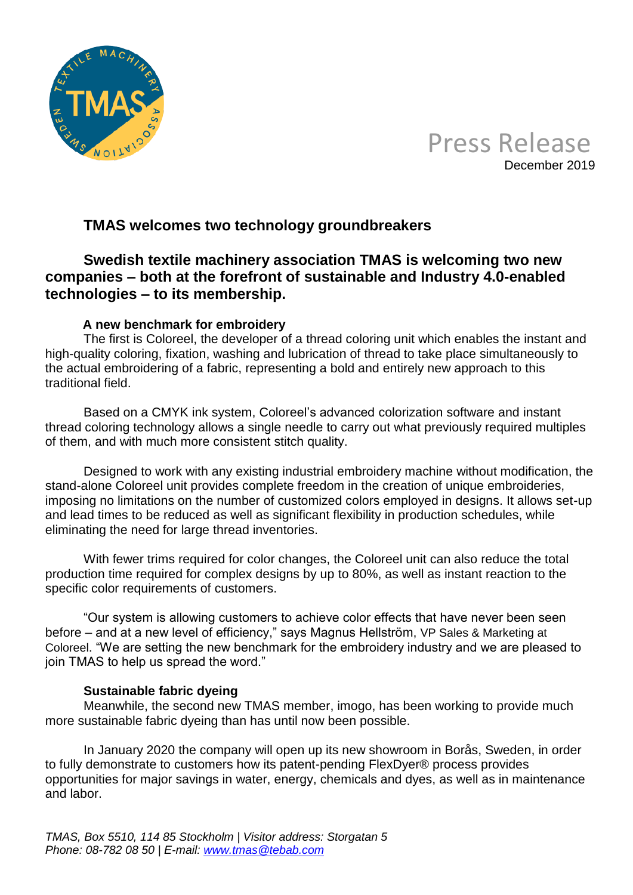Press Release
December 2019

## TMAS welcomes two technology groundbreakers

### Swedish textile machinery association TMAS is welcoming two new companies – both at the forefront of sustainable and Industry 4.0-enabled technologies – to its membership.

**A new benchmark for embroidery**

The first is Coloreel, the developer of a thread coloring unit which enables the instant and high-quality coloring, fixation, washing and lubrication of thread to take place simultaneously to the actual embroidering of a fabric, representing a bold and entirely new approach to this traditional field.

Based on a CMYK ink system, Coloreel's advanced colorization software and instant thread coloring technology allows a single needle to carry out what previously required multiples of them, and with much more consistent stitch quality.

Designed to work with any existing industrial embroidery machine without modification, the stand-alone Coloreel unit provides complete freedom in the creation of unique embroideries, imposing no limitations on the number of customized colors employed in designs. It allows set-up and lead times to be reduced as well as significant flexibility in production schedules, while eliminating the need for large thread inventories.

With fewer trims required for color changes, the Coloreel unit can also reduce the total production time required for complex designs by up to 80%, as well as instant reaction to the specific color requirements of customers.

"Our system is allowing customers to achieve color effects that have never been seen before – and at a new level of efficiency," says Magnus Hellström, VP Sales & Marketing at Coloreel. "We are setting the new benchmark for the embroidery industry and we are pleased to join TMAS to help us spread the word."

**Sustainable fabric dyeing**

Meanwhile, the second new TMAS member, imogo, has been working to provide much more sustainable fabric dyeing than has until now been possible.

In January 2020 the company will open up its new showroom in Borås, Sweden, in order to fully demonstrate to customers how its patent-pending FlexDyer® process provides opportunities for major savings in water, energy, chemicals and dyes, as well as in maintenance and labor.

*TMAS, Box 5510, 114 85 Stockholm | Visitor address: Storgatan 5*
*Phone: 08-782 08 50 | E-mail: www.tmas@tebab.com*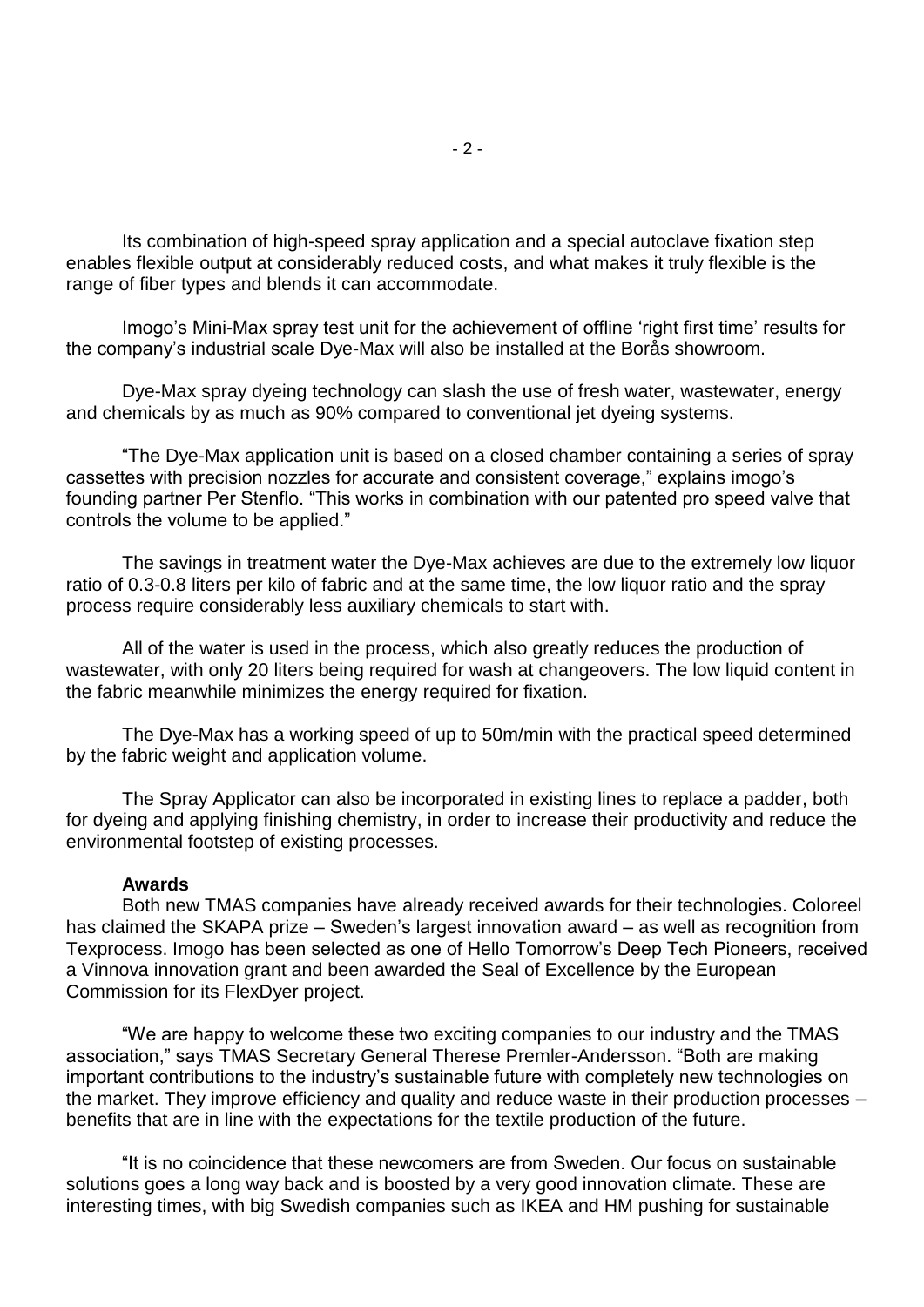Its combination of high-speed spray application and a special autoclave fixation step enables flexible output at considerably reduced costs, and what makes it truly flexible is the range of fiber types and blends it can accommodate.

Imogo's Mini-Max spray test unit for the achievement of offline 'right first time' results for the company's industrial scale Dye-Max will also be installed at the Borås showroom.

Dye-Max spray dyeing technology can slash the use of fresh water, wastewater, energy and chemicals by as much as 90% compared to conventional jet dyeing systems.

"The Dye-Max application unit is based on a closed chamber containing a series of spray cassettes with precision nozzles for accurate and consistent coverage," explains imogo's founding partner Per Stenflo. "This works in combination with our patented pro speed valve that controls the volume to be applied."

The savings in treatment water the Dye-Max achieves are due to the extremely low liquor ratio of 0.3-0.8 liters per kilo of fabric and at the same time, the low liquor ratio and the spray process require considerably less auxiliary chemicals to start with.

All of the water is used in the process, which also greatly reduces the production of wastewater, with only 20 liters being required for wash at changeovers. The low liquid content in the fabric meanwhile minimizes the energy required for fixation.

The Dye-Max has a working speed of up to 50m/min with the practical speed determined by the fabric weight and application volume.

The Spray Applicator can also be incorporated in existing lines to replace a padder, both for dyeing and applying finishing chemistry, in order to increase their productivity and reduce the environmental footstep of existing processes.

**Awards**

Both new TMAS companies have already received awards for their technologies. Coloreel has claimed the SKAPA prize – Sweden's largest innovation award – as well as recognition from Texprocess. Imogo has been selected as one of Hello Tomorrow's Deep Tech Pioneers, received a Vinnova innovation grant and been awarded the Seal of Excellence by the European Commission for its FlexDyer project.

"We are happy to welcome these two exciting companies to our industry and the TMAS association," says TMAS Secretary General Therese Premler-Andersson. "Both are making important contributions to the industry's sustainable future with completely new technologies on the market. They improve efficiency and quality and reduce waste in their production processes – benefits that are in line with the expectations for the textile production of the future.

"It is no coincidence that these newcomers are from Sweden. Our focus on sustainable solutions goes a long way back and is boosted by a very good innovation climate. These are interesting times, with big Swedish companies such as IKEA and HM pushing for sustainable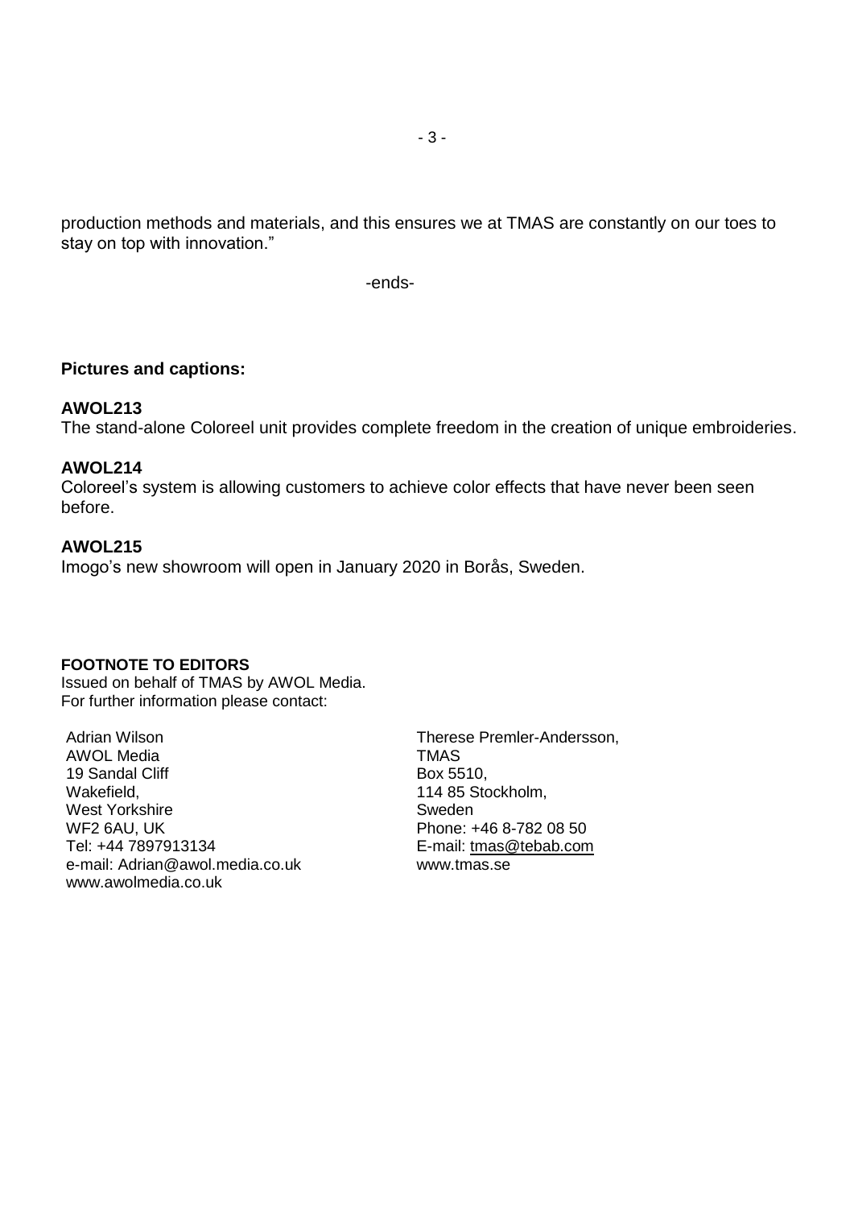production methods and materials, and this ensures we at TMAS are constantly on our toes to stay on top with innovation."

-ends-

**Pictures and captions:**

**AWOL213**
The stand-alone Coloreel unit provides complete freedom in the creation of unique embroideries.

**AWOL214**
Coloreel's system is allowing customers to achieve color effects that have never been seen before.

**AWOL215**
Imogo's new showroom will open in January 2020 in Borås, Sweden.

**FOOTNOTE TO EDITORS**
Issued on behalf of TMAS by AWOL Media.
For further information please contact:

Adrian Wilson
AWOL Media
19 Sandal Cliff
Wakefield,
West Yorkshire
WF2 6AU, UK
Tel: +44 7897913134
e-mail: Adrian@awol.media.co.uk
www.awolmedia.co.uk

Therese Premler-Andersson,
TMAS
Box 5510,
114 85 Stockholm,
Sweden
Phone: +46 8-782 08 50
E-mail: tmas@tebab.com
www.tmas.se